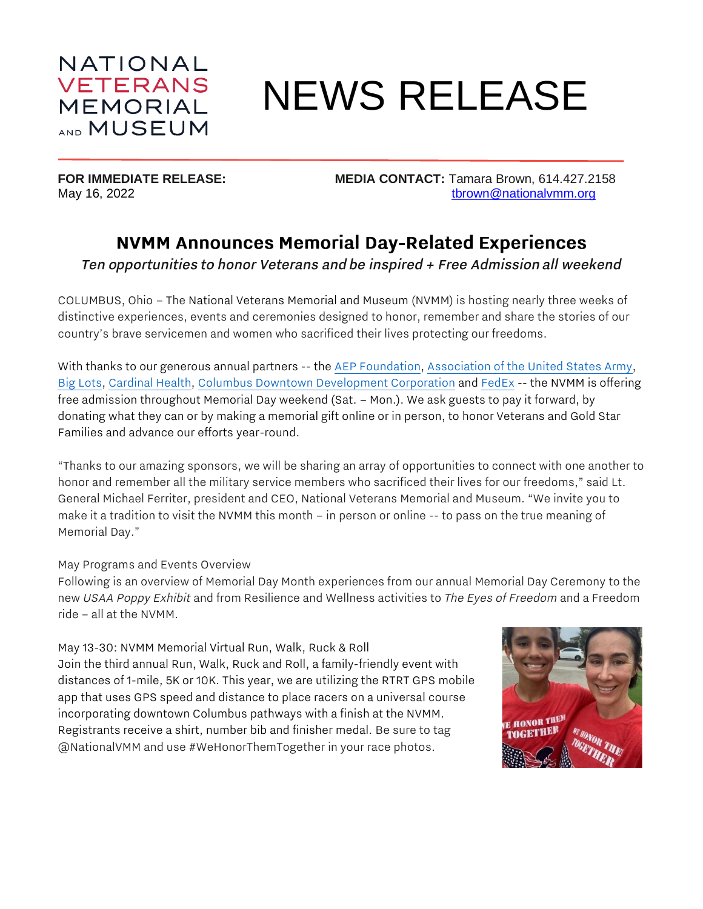NATIONAL VETERANS MEMORIAL AND MUSEUM

# NEWS RELEASE

**FOR IMMEDIATE RELEASE:**
May 16, 2022

**MEDIA CONTACT:** Tamara Brown, 614.427.2158
tbrown@nationalvmm.org

## NVMM Announces Memorial Day-Related Experiences

*Ten opportunities to honor Veterans and be inspired + Free Admission all weekend*

COLUMBUS, Ohio – The National Veterans Memorial and Museum (NVMM) is hosting nearly three weeks of distinctive experiences, events and ceremonies designed to honor, remember and share the stories of our country's brave servicemen and women who sacrificed their lives protecting our freedoms.

With thanks to our generous annual partners -- the AEP Foundation, Association of the United States Army, Big Lots, Cardinal Health, Columbus Downtown Development Corporation and FedEx -- the NVMM is offering free admission throughout Memorial Day weekend (Sat. – Mon.). We ask guests to pay it forward, by donating what they can or by making a memorial gift online or in person, to honor Veterans and Gold Star Families and advance our efforts year-round.

"Thanks to our amazing sponsors, we will be sharing an array of opportunities to connect with one another to honor and remember all the military service members who sacrificed their lives for our freedoms," said Lt. General Michael Ferriter, president and CEO, National Veterans Memorial and Museum. "We invite you to make it a tradition to visit the NVMM this month – in person or online -- to pass on the true meaning of Memorial Day."

May Programs and Events Overview

Following is an overview of Memorial Day Month experiences from our annual Memorial Day Ceremony to the new *USAA Poppy Exhibit* and from Resilience and Wellness activities to *The Eyes of Freedom* and a Freedom ride – all at the NVMM.

May 13-30: NVMM Memorial Virtual Run, Walk, Ruck & Roll

Join the third annual Run, Walk, Ruck and Roll, a family-friendly event with distances of 1-mile, 5K or 10K. This year, we are utilizing the RTRT GPS mobile app that uses GPS speed and distance to place racers on a universal course incorporating downtown Columbus pathways with a finish at the NVMM. Registrants receive a shirt, number bib and finisher medal. Be sure to tag @NationalVMM and use #WeHonorThemTogether in your race photos.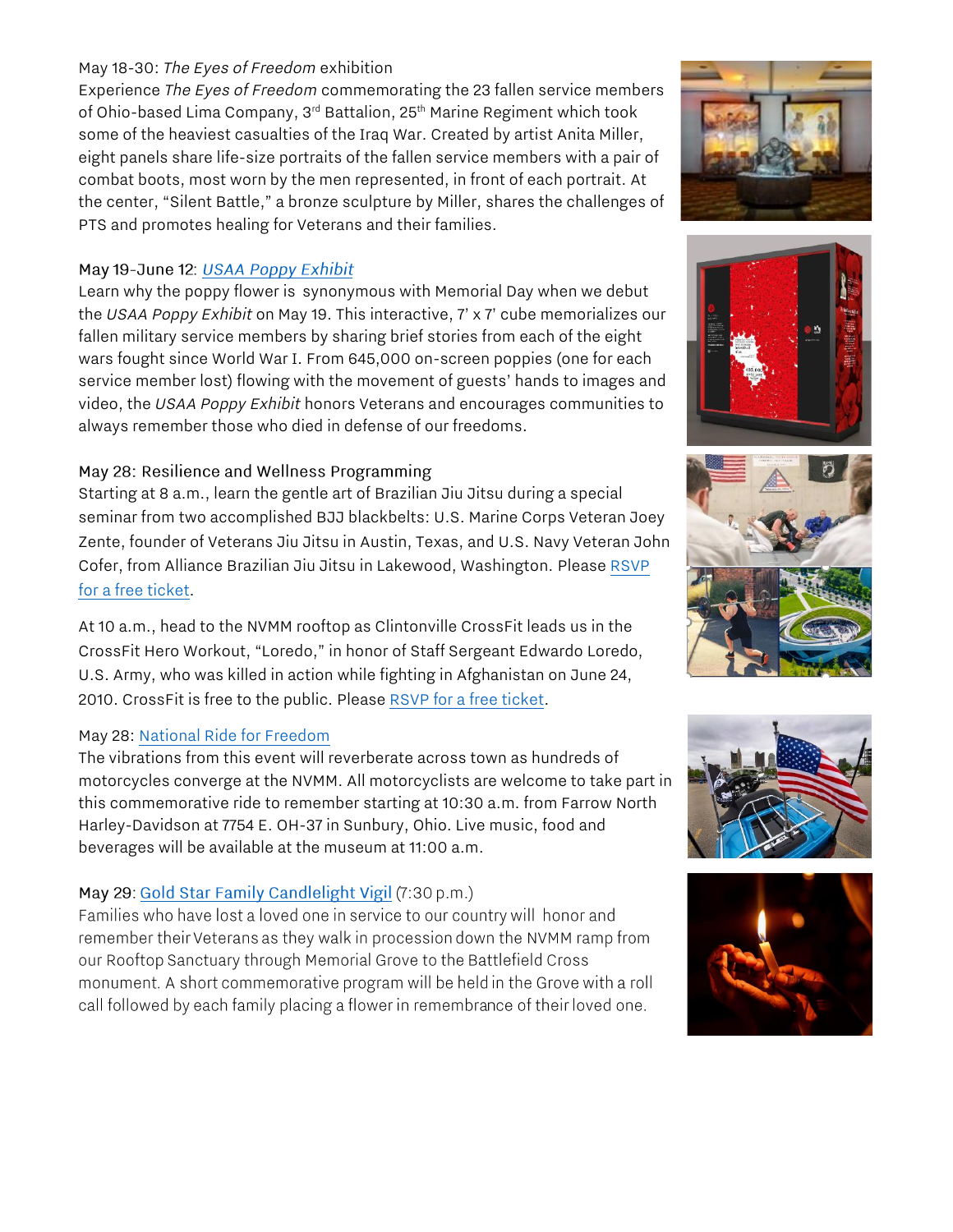May 18-30: *The Eyes of Freedom* exhibition

Experience *The Eyes of Freedom* commemorating the 23 fallen service members of Ohio-based Lima Company, 3rd Battalion, 25th Marine Regiment which took some of the heaviest casualties of the Iraq War. Created by artist Anita Miller, eight panels share life-size portraits of the fallen service members with a pair of combat boots, most worn by the men represented, in front of each portrait. At the center, “Silent Battle,” a bronze sculpture by Miller, shares the challenges of PTS and promotes healing for Veterans and their families.

May 19-June 12: [*USAA Poppy Exhibit*]

Learn why the poppy flower is synonymous with Memorial Day when we debut the *USAA Poppy Exhibit* on May 19. This interactive, 7’ x 7’ cube memorializes our fallen military service members by sharing brief stories from each of the eight wars fought since World War I. From 645,000 on-screen poppies (one for each service member lost) flowing with the movement of guests’ hands to images and video, the *USAA Poppy Exhibit* honors Veterans and encourages communities to always remember those who died in defense of our freedoms.

May 28: Resilience and Wellness Programming

Starting at 8 a.m., learn the gentle art of Brazilian Jiu Jitsu during a special seminar from two accomplished BJJ blackbelts: U.S. Marine Corps Veteran Joey Zente, founder of Veterans Jiu Jitsu in Austin, Texas, and U.S. Navy Veteran John Cofer, from Alliance Brazilian Jiu Jitsu in Lakewood, Washington. Please RSVP for a free ticket.

At 10 a.m., head to the NVMM rooftop as Clintonville CrossFit leads us in the CrossFit Hero Workout, “Loredo,” in honor of Staff Sergeant Edwardo Loredo, U.S. Army, who was killed in action while fighting in Afghanistan on June 24, 2010. CrossFit is free to the public. Please RSVP for a free ticket.

May 28: National Ride for Freedom

The vibrations from this event will reverberate across town as hundreds of motorcycles converge at the NVMM. All motorcyclists are welcome to take part in this commemorative ride to remember starting at 10:30 a.m. from Farrow North Harley-Davidson at 7754 E. OH-37 in Sunbury, Ohio. Live music, food and beverages will be available at the museum at 11:00 a.m.

May 29: Gold Star Family Candlelight Vigil (7:30 p.m.)

Families who have lost a loved one in service to our country will honor and remember their Veterans as they walk in procession down the NVMM ramp from our Rooftop Sanctuary through Memorial Grove to the Battlefield Cross monument. A short commemorative program will be held in the Grove with a roll call followed by each family placing a flower in remembrance of their loved one.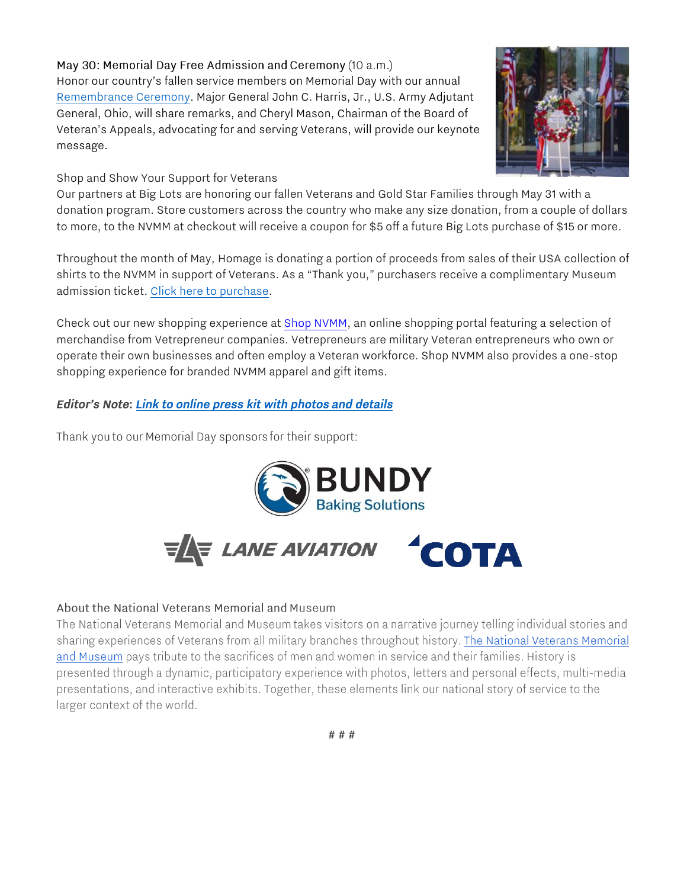May 30: Memorial Day Free Admission and Ceremony (10 a.m.)
Honor our country's fallen service members on Memorial Day with our annual Remembrance Ceremony. Major General John C. Harris, Jr., U.S. Army Adjutant General, Ohio, will share remarks, and Cheryl Mason, Chairman of the Board of Veteran's Appeals, advocating for and serving Veterans, will provide our keynote message.

Shop and Show Your Support for Veterans
Our partners at Big Lots are honoring our fallen Veterans and Gold Star Families through May 31 with a donation program. Store customers across the country who make any size donation, from a couple of dollars to more, to the NVMM at checkout will receive a coupon for $5 off a future Big Lots purchase of $15 or more.

Throughout the month of May, Homage is donating a portion of proceeds from sales of their USA collection of shirts to the NVMM in support of Veterans. As a "Thank you," purchasers receive a complimentary Museum admission ticket. Click here to purchase.

Check out our new shopping experience at Shop NVMM, an online shopping portal featuring a selection of merchandise from Vetrepreneur companies. Vetrepreneurs are military Veteran entrepreneurs who own or operate their own businesses and often employ a Veteran workforce. Shop NVMM also provides a one-stop shopping experience for branded NVMM apparel and gift items.

***Editor's Note: Link to online press kit with photos and details***

Thank you to our Memorial Day sponsors for their support:

BUNDY Baking Solutions

LANE AVIATION

COTA

About the National Veterans Memorial and Museum
The National Veterans Memorial and Museum takes visitors on a narrative journey telling individual stories and sharing experiences of Veterans from all military branches throughout history. The National Veterans Memorial and Museum pays tribute to the sacrifices of men and women in service and their families. History is presented through a dynamic, participatory experience with photos, letters and personal effects, multi-media presentations, and interactive exhibits. Together, these elements link our national story of service to the larger context of the world.

# # #